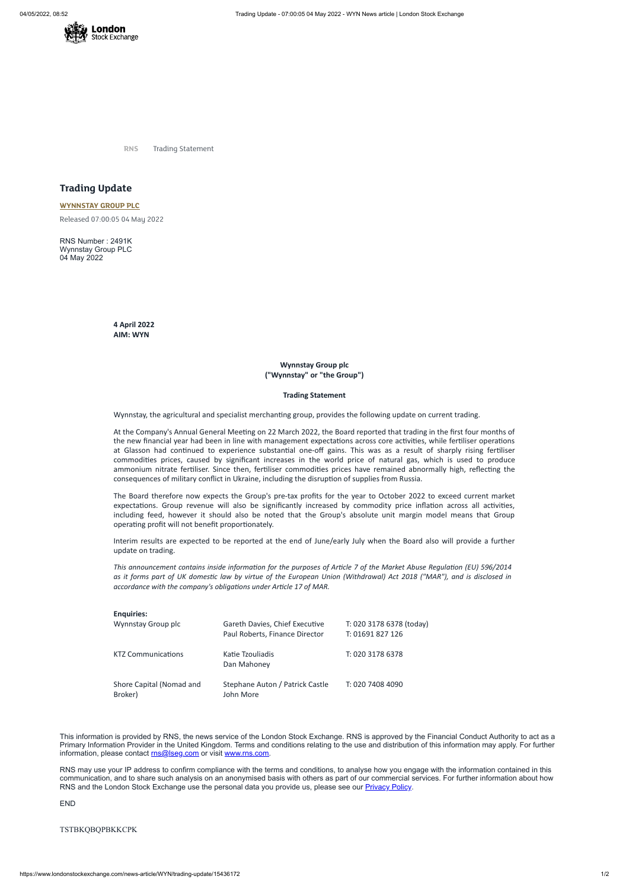RNS Trading Statement

# Trading Update

**WYNNSTAY GROUP PLC**

Released 07:00:05 04 May 2022

RNS Number : 2491K
Wynnstay Group PLC
04 May 2022

**4 April 2022**
**AIM: WYN**

**Wynnstay Group plc**
**("Wynnstay" or "the Group")**

**Trading Statement**

Wynnstay, the agricultural and specialist merchanting group, provides the following update on current trading.

At the Company's Annual General Meeting on 22 March 2022, the Board reported that trading in the first four months of the new financial year had been in line with management expectations across core activities, while fertiliser operations at Glasson had continued to experience substantial one-off gains. This was as a result of sharply rising fertiliser commodities prices, caused by significant increases in the world price of natural gas, which is used to produce ammonium nitrate fertiliser. Since then, fertiliser commodities prices have remained abnormally high, reflecting the consequences of military conflict in Ukraine, including the disruption of supplies from Russia.

The Board therefore now expects the Group's pre-tax profits for the year to October 2022 to exceed current market expectations. Group revenue will also be significantly increased by commodity price inflation across all activities, including feed, however it should also be noted that the Group's absolute unit margin model means that Group operating profit will not benefit proportionately.

Interim results are expected to be reported at the end of June/early July when the Board also will provide a further update on trading.

*This announcement contains inside information for the purposes of Article 7 of the Market Abuse Regulation (EU) 596/2014 as it forms part of UK domestic law by virtue of the European Union (Withdrawal) Act 2018 ("MAR"), and is disclosed in accordance with the company's obligations under Article 17 of MAR.*

**Enquiries:**

| | | |
|---|---|---|
| Wynnstay Group plc | Gareth Davies, Chief Executive<br>Paul Roberts, Finance Director | T: 020 3178 6378 (today)<br>T: 01691 827 126 |
| KTZ Communications | Katie Tzouliadis<br>Dan Mahoney | T: 020 3178 6378 |
| Shore Capital (Nomad and Broker) | Stephane Auton / Patrick Castle<br>John More | T: 020 7408 4090 |

This information is provided by RNS, the news service of the London Stock Exchange. RNS is approved by the Financial Conduct Authority to act as a Primary Information Provider in the United Kingdom. Terms and conditions relating to the use and distribution of this information may apply. For further information, please contact rns@lseg.com or visit www.rns.com.

RNS may use your IP address to confirm compliance with the terms and conditions, to analyse how you engage with the information contained in this communication, and to share such analysis on an anonymised basis with others as part of our commercial services. For further information about how RNS and the London Stock Exchange use the personal data you provide us, please see our Privacy Policy.

END

TSTBKQBQPBKKCPK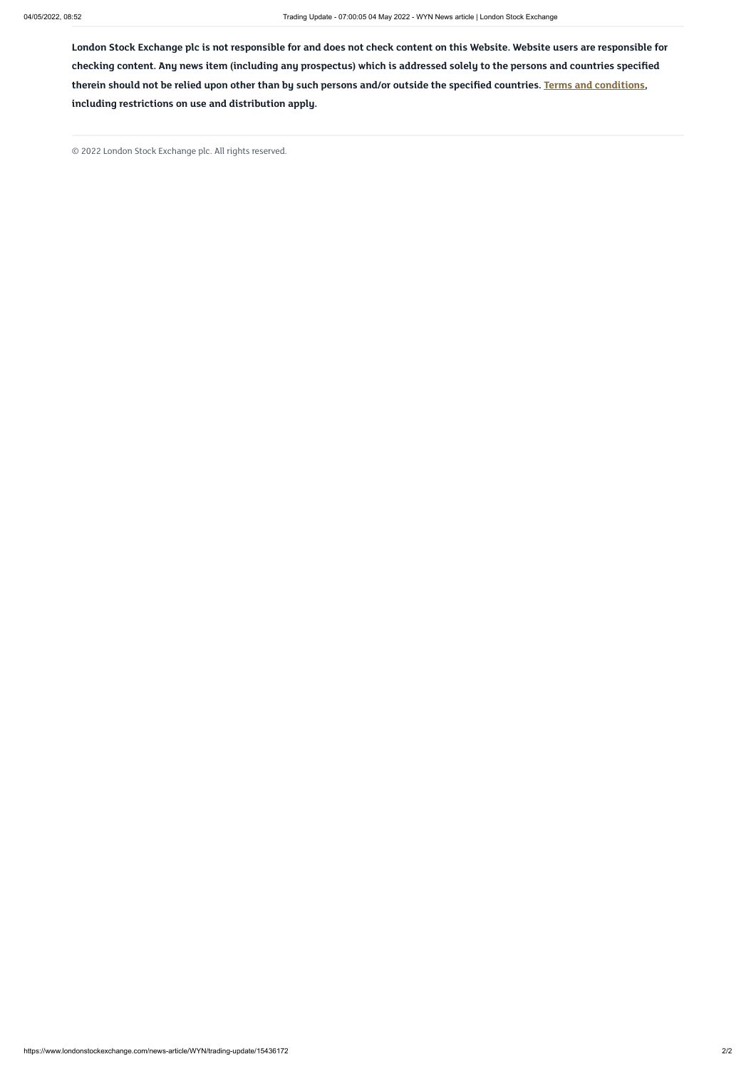**London Stock Exchange plc is not responsible for and does not check content on this Website. Website users are responsible for checking content. Any news item (including any prospectus) which is addressed solely to the persons and countries specified therein should not be relied upon other than by such persons and/or outside the specified countries. Terms and conditions, including restrictions on use and distribution apply.**

© 2022 London Stock Exchange plc. All rights reserved.